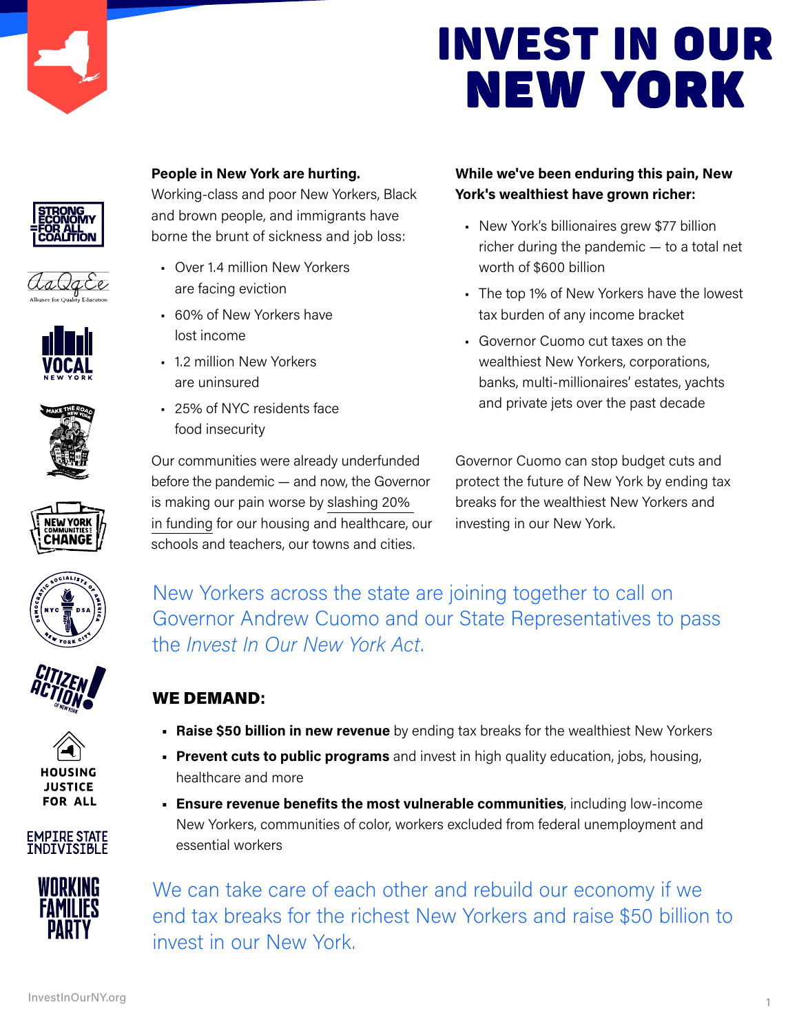# INVEST IN OUR NEW YORK

**People in New York are hurting.**
Working-class and poor New Yorkers, Black and brown people, and immigrants have borne the brunt of sickness and job loss:

- Over 1.4 million New Yorkers are facing eviction
- 60% of New Yorkers have lost income
- 1.2 million New Yorkers are uninsured
- 25% of NYC residents face food insecurity

Our communities were already underfunded before the pandemic — and now, the Governor is making our pain worse by slashing 20% in funding for our housing and healthcare, our schools and teachers, our towns and cities.

**While we've been enduring this pain, New York's wealthiest have grown richer:**

- New York's billionaires grew $77 billion richer during the pandemic — to a total net worth of $600 billion
- The top 1% of New Yorkers have the lowest tax burden of any income bracket
- Governor Cuomo cut taxes on the wealthiest New Yorkers, corporations, banks, multi-millionaires' estates, yachts and private jets over the past decade

Governor Cuomo can stop budget cuts and protect the future of New York by ending tax breaks for the wealthiest New Yorkers and investing in our New York.

New Yorkers across the state are joining together to call on Governor Andrew Cuomo and our State Representatives to pass the *Invest In Our New York Act*.

## WE DEMAND:

- **Raise $50 billion in new revenue** by ending tax breaks for the wealthiest New Yorkers
- **Prevent cuts to public programs** and invest in high quality education, jobs, housing, healthcare and more
- **Ensure revenue benefits the most vulnerable communities**, including low-income New Yorkers, communities of color, workers excluded from federal unemployment and essential workers

We can take care of each other and rebuild our economy if we end tax breaks for the richest New Yorkers and raise $50 billion to invest in our New York.

InvestInOurNY.org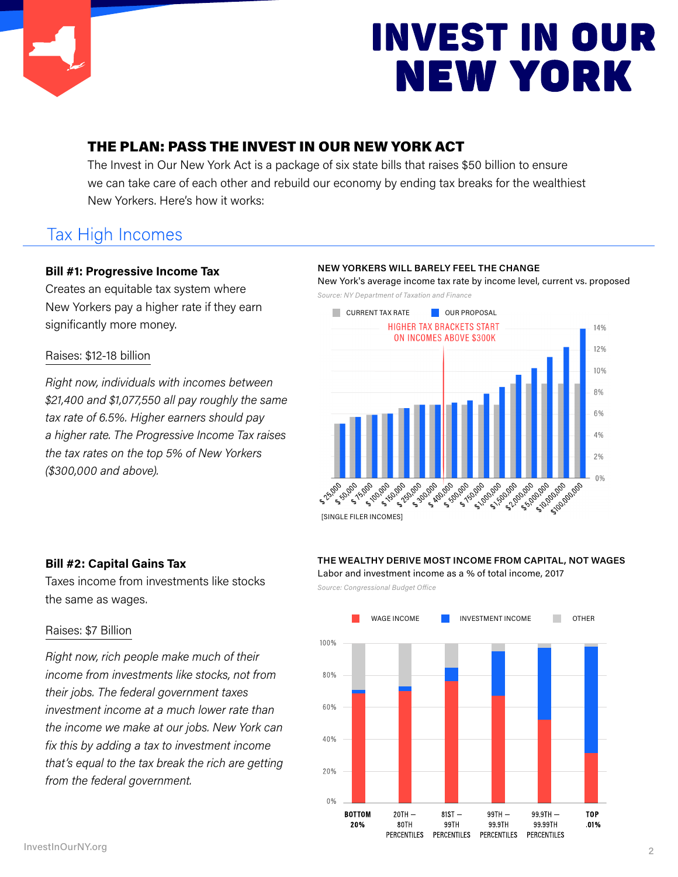# INVEST IN OUR NEW YORK

## THE PLAN: PASS THE INVEST IN OUR NEW YORK ACT

The Invest in Our New York Act is a package of six state bills that raises $50 billion to ensure we can take care of each other and rebuild our economy by ending tax breaks for the wealthiest New Yorkers. Here's how it works:

## Tax High Incomes

### Bill #1: Progressive Income Tax

Creates an equitable tax system where New Yorkers pay a higher rate if they earn significantly more money.

Raises: $12-18 billion

*Right now, individuals with incomes between $21,400 and $1,077,550 all pay roughly the same tax rate of 6.5%. Higher earners should pay a higher rate. The Progressive Income Tax raises the tax rates on the top 5% of New Yorkers ($300,000 and above).*

**NEW YORKERS WILL BARELY FEEL THE CHANGE**

New York's average income tax rate by income level, current vs. proposed

*Source: NY Department of Taxation and Finance*

CURRENT TAX RATE | OUR PROPOSAL

HIGHER TAX BRACKETS START ON INCOMES ABOVE $300K

$ 25,000 · $ 50,000 · $ 75,000 · $ 100,000 · $ 150,000 · $ 250,000 · $ 300,000 · $ 400,000 · $ 500,000 · $ 750,000 · $1,000,000 · $1,500,000 · $2,000,000 · $5,000,000 · $10,000,000 · $100,000,000

[SINGLE FILER INCOMES]

### Bill #2: Capital Gains Tax

Taxes income from investments like stocks the same as wages.

Raises: $7 Billion

*Right now, rich people make much of their income from investments like stocks, not from their jobs. The federal government taxes investment income at a much lower rate than the income we make at our jobs. New York can fix this by adding a tax to investment income that's equal to the tax break the rich are getting from the federal government.*

**THE WEALTHY DERIVE MOST INCOME FROM CAPITAL, NOT WAGES**

Labor and investment income as a % of total income, 2017

*Source: Congressional Budget Office*

WAGE INCOME | INVESTMENT INCOME | OTHER

BOTTOM 20% · 20TH – 80TH PERCENTILES · 81ST – 99TH PERCENTILES · 99TH – 99.9TH PERCENTILES · 99.9TH – 99.99TH PERCENTILES · TOP .01%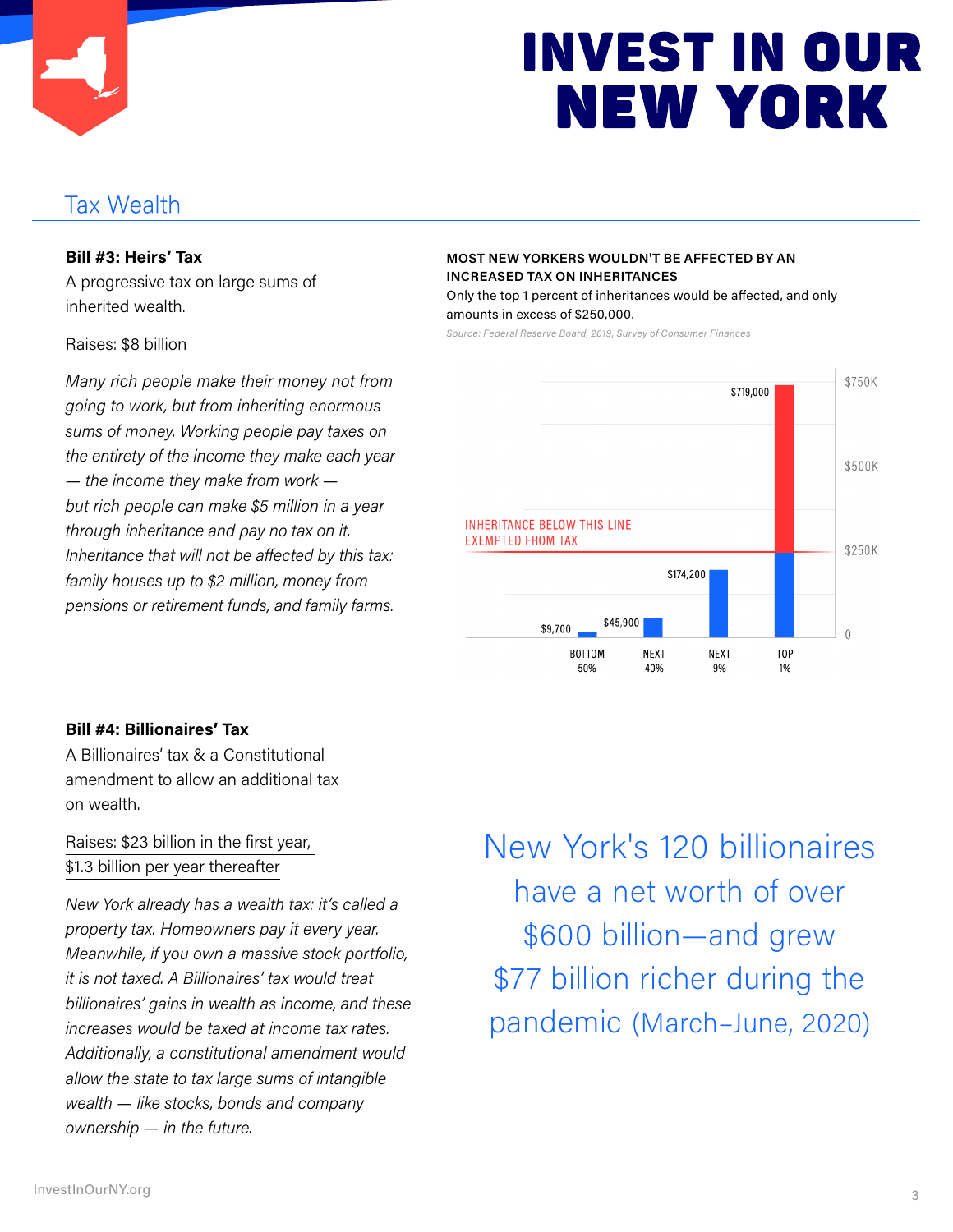# INVEST IN OUR NEW YORK

## Tax Wealth

**Bill #3: Heirs' Tax**

A progressive tax on large sums of inherited wealth.

Raises: $8 billion

*Many rich people make their money not from going to work, but from inheriting enormous sums of money. Working people pay taxes on the entirety of the income they make each year — the income they make from work — but rich people can make $5 million in a year through inheritance and pay no tax on it. Inheritance that will not be affected by this tax: family houses up to $2 million, money from pensions or retirement funds, and family farms.*

**MOST NEW YORKERS WOULDN'T BE AFFECTED BY AN INCREASED TAX ON INHERITANCES**

Only the top 1 percent of inheritances would be affected, and only amounts in excess of $250,000.

*Source: Federal Reserve Board, 2019, Survey of Consumer Finances*

INHERITANCE BELOW THIS LINE EXEMPTED FROM TAX ($250K)

| Group | Inheritance |
|---|---|
| BOTTOM 50% | $9,700 |
| NEXT 40% | $45,900 |
| NEXT 9% | $174,200 |
| TOP 1% | $719,000 |

**Bill #4: Billionaires' Tax**

A Billionaires' tax & a Constitutional amendment to allow an additional tax on wealth.

Raises: $23 billion in the first year, $1.3 billion per year thereafter

*New York already has a wealth tax: it's called a property tax. Homeowners pay it every year. Meanwhile, if you own a massive stock portfolio, it is not taxed. A Billionaires' tax would treat billionaires' gains in wealth as income, and these increases would be taxed at income tax rates. Additionally, a constitutional amendment would allow the state to tax large sums of intangible wealth — like stocks, bonds and company ownership — in the future.*

New York's 120 billionaires have a net worth of over $600 billion—and grew $77 billion richer during the pandemic (March–June, 2020)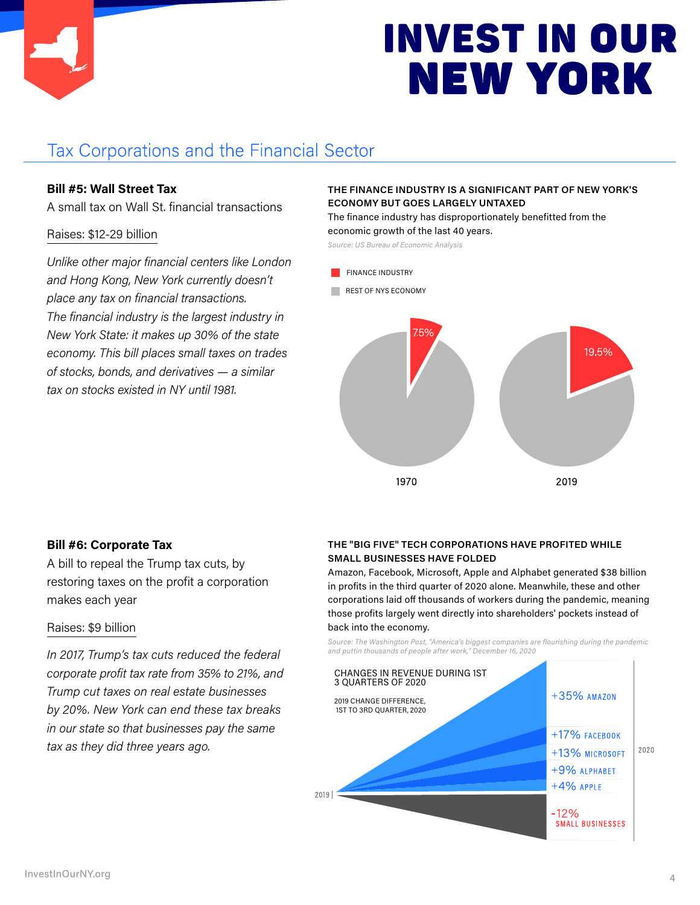# INVEST IN OUR NEW YORK

## Tax Corporations and the Financial Sector

**Bill #5: Wall Street Tax**

A small tax on Wall St. financial transactions

Raises: $12-29 billion

*Unlike other major financial centers like London and Hong Kong, New York currently doesn't place any tax on financial transactions. The financial industry is the largest industry in New York State: it makes up 30% of the state economy. This bill places small taxes on trades of stocks, bonds, and derivatives — a similar tax on stocks existed in NY until 1981.*

**THE FINANCE INDUSTRY IS A SIGNIFICANT PART OF NEW YORK'S ECONOMY BUT GOES LARGELY UNTAXED**

The finance industry has disproportionately benefitted from the economic growth of the last 40 years.

*Source: US Bureau of Economic Analysis*

FINANCE INDUSTRY

REST OF NYS ECONOMY

| | 1970 | 2019 |
|---|---|---|
| Finance industry | 7.5% | 19.5% |

**Bill #6: Corporate Tax**

A bill to repeal the Trump tax cuts, by restoring taxes on the profit a corporation makes each year

Raises: $9 billion

*In 2017, Trump's tax cuts reduced the federal corporate profit tax rate from 35% to 21%, and Trump cut taxes on real estate businesses by 20%. New York can end these tax breaks in our state so that businesses pay the same tax as they did three years ago.*

**THE "BIG FIVE" TECH CORPORATIONS HAVE PROFITED WHILE SMALL BUSINESSES HAVE FOLDED**

Amazon, Facebook, Microsoft, Apple and Alphabet generated $38 billion in profits in the third quarter of 2020 alone. Meanwhile, these and other corporations laid off thousands of workers during the pandemic, meaning those profits largely went directly into shareholders' pockets instead of back into the economy.

*Source: The Washington Post, "America's biggest companies are flourishing during the pandemic and puttin thousands of people after work," December 16, 2020*

CHANGES IN REVENUE DURING 1ST 3 QUARTERS OF 2020

2019 CHANGE DIFFERENCE, 1ST TO 3RD QUARTER, 2020

| 2019 → 2020 | Change |
|---|---|
| AMAZON | +35% |
| FACEBOOK | +17% |
| MICROSOFT | +13% |
| ALPHABET | +9% |
| APPLE | +4% |
| SMALL BUSINESSES | -12% |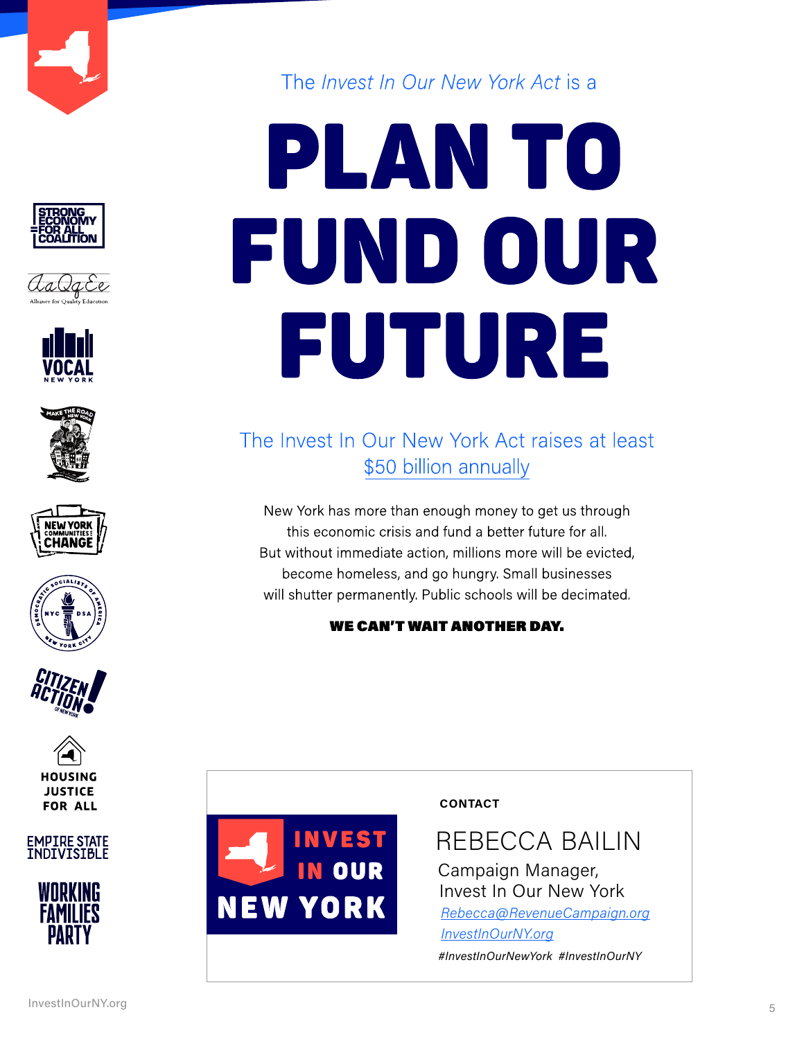The *Invest In Our New York Act* is a

# PLAN TO FUND OUR FUTURE

## The Invest In Our New York Act raises at least $50 billion annually

New York has more than enough money to get us through this economic crisis and fund a better future for all. But without immediate action, millions more will be evicted, become homeless, and go hungry. Small businesses will shutter permanently. Public schools will be decimated.

**WE CAN'T WAIT ANOTHER DAY.**

STRONG ECONOMY FOR ALL COALITION

AQE Alliance for Quality Education

VOCAL NEW YORK

MAKE THE ROAD NEW YORK

NEW YORK COMMUNITIES FOR CHANGE

DEMOCRATIC SOCIALISTS OF AMERICA NYC DSA NEW YORK CITY

CITIZEN ACTION! OF NEW YORK

HOUSING JUSTICE FOR ALL

EMPIRE STATE INDIVISIBLE

WORKING FAMILIES PARTY

INVEST IN OUR NEW YORK

**CONTACT**

REBECCA BAILIN

Campaign Manager,
Invest In Our New York

*Rebecca@RevenueCampaign.org*

*InvestInOurNY.org*

*#InvestInOurNewYork #InvestInOurNY*